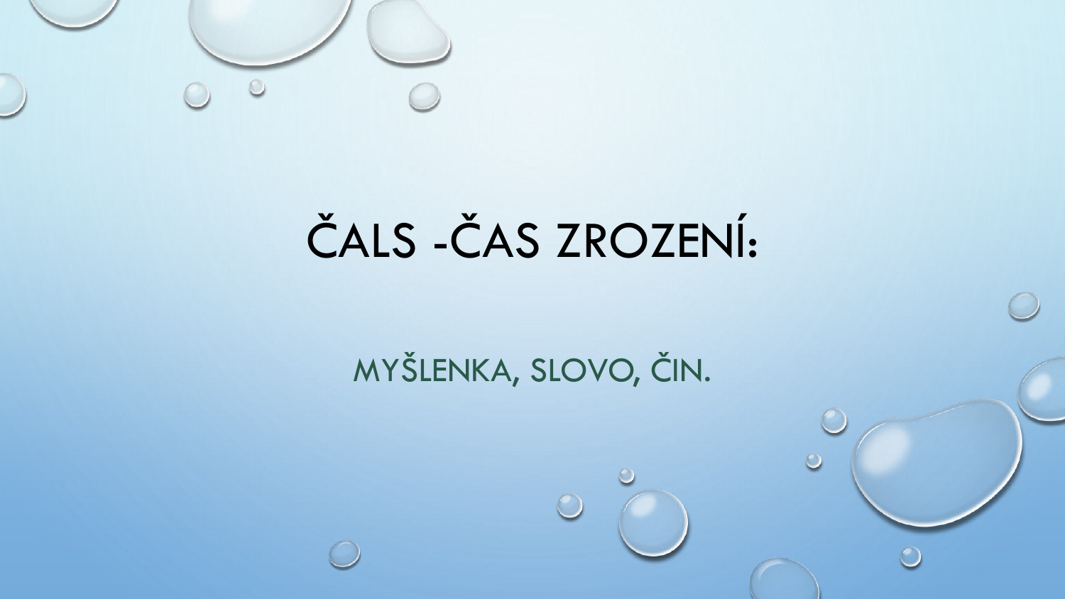# ČALS -ČAS ZROZENÍ:

## MYŠLENKA, SLOVO, ČIN.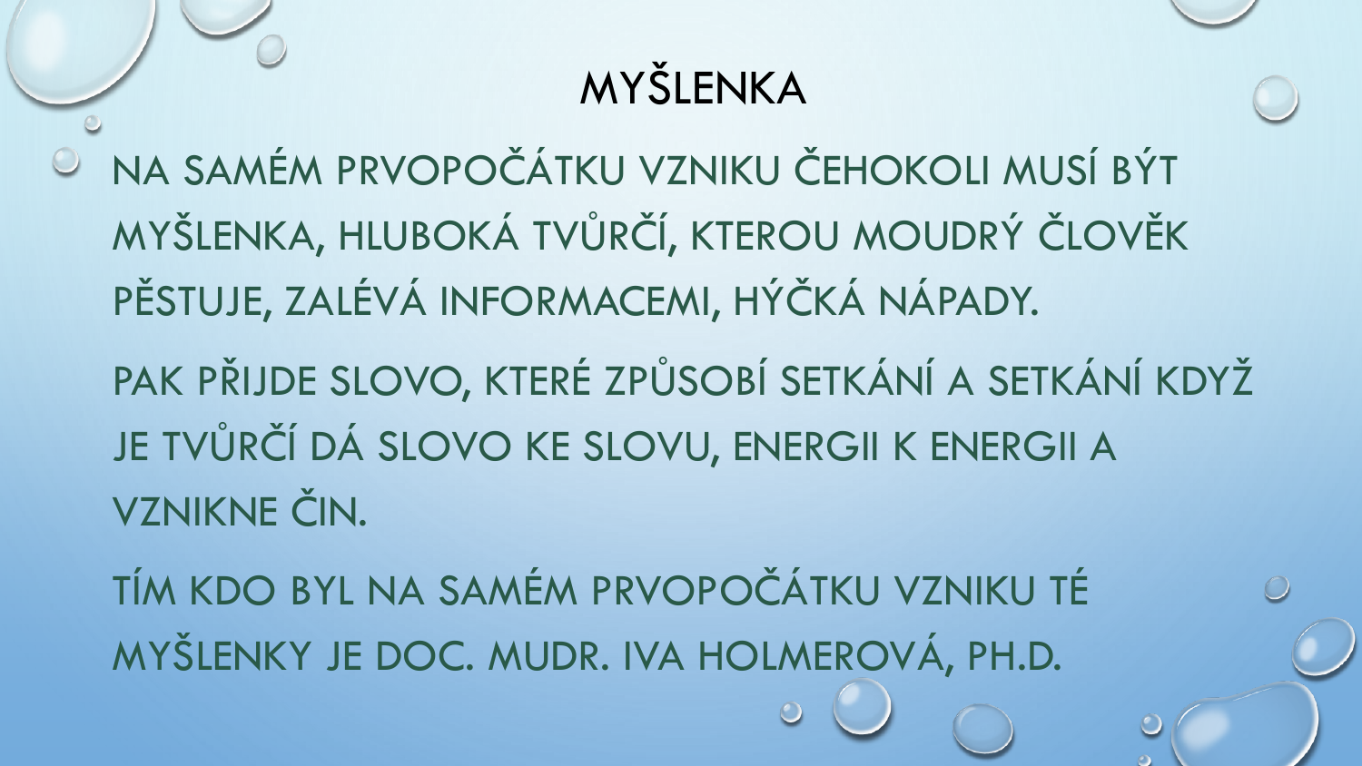# MYŠLENKA

NA SAMÉM PRVOPOČÁTKU VZNIKU ČEHOKOLI MUSÍ BÝT MYŠLENKA, HLUBOKÁ TVŮRČÍ, KTEROU MOUDRÝ ČLOVĚK PĚSTUJE, ZALÉVÁ INFORMACEMI, HÝČKÁ NÁPADY.

PAK PŘIJDE SLOVO, KTERÉ ZPŮSOBÍ SETKÁNÍ A SETKÁNÍ KDYŽ JE TVŮRČÍ DÁ SLOVO KE SLOVU, ENERGII K ENERGII A VZNIKNE ČIN.

TÍM KDO BYL NA SAMÉM PRVOPOČÁTKU VZNIKU TÉ MYŠLENKY JE DOC. MUDR. IVA HOLMEROVÁ, PH.D.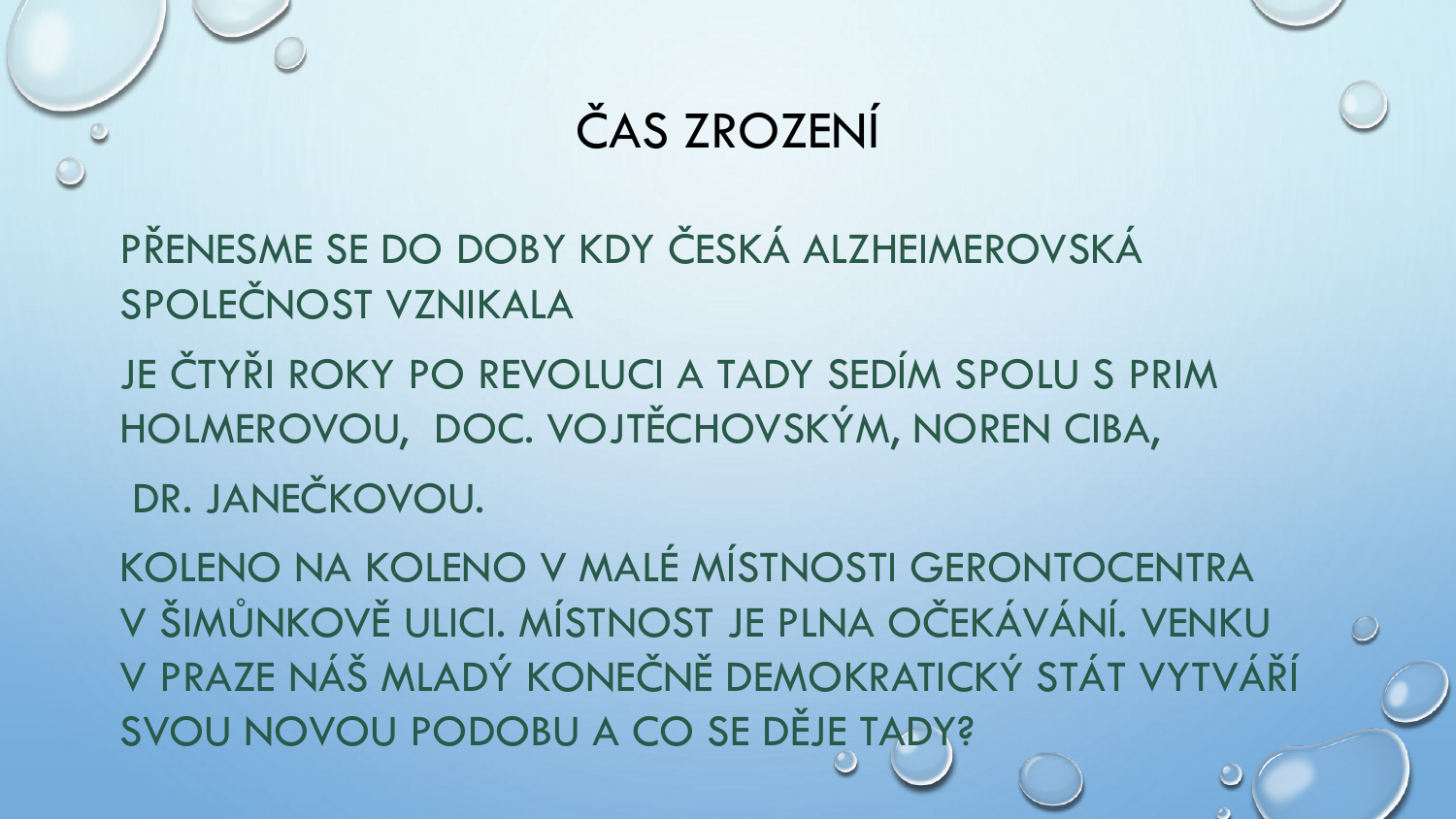# ČAS ZROZENÍ

PŘENESME SE DO DOBY KDY ČESKÁ ALZHEIMEROVSKÁ SPOLEČNOST VZNIKALA

JE ČTYŘI ROKY PO REVOLUCI A TADY SEDÍM SPOLU S PRIM HOLMEROVOU, DOC. VOJTĚCHOVSKÝM, NOREN CIBA,

DR. JANEČKOVOU.

KOLENO NA KOLENO V MALÉ MÍSTNOSTI GERONTOCENTRA V ŠIMŮNKOVĚ ULICI. MÍSTNOST JE PLNA OČEKÁVÁNÍ. VENKU V PRAZE NÁŠ MLADÝ KONEČNĚ DEMOKRATICKÝ STÁT VYTVÁŘÍ SVOU NOVOU PODOBU A CO SE DĚJE TADY?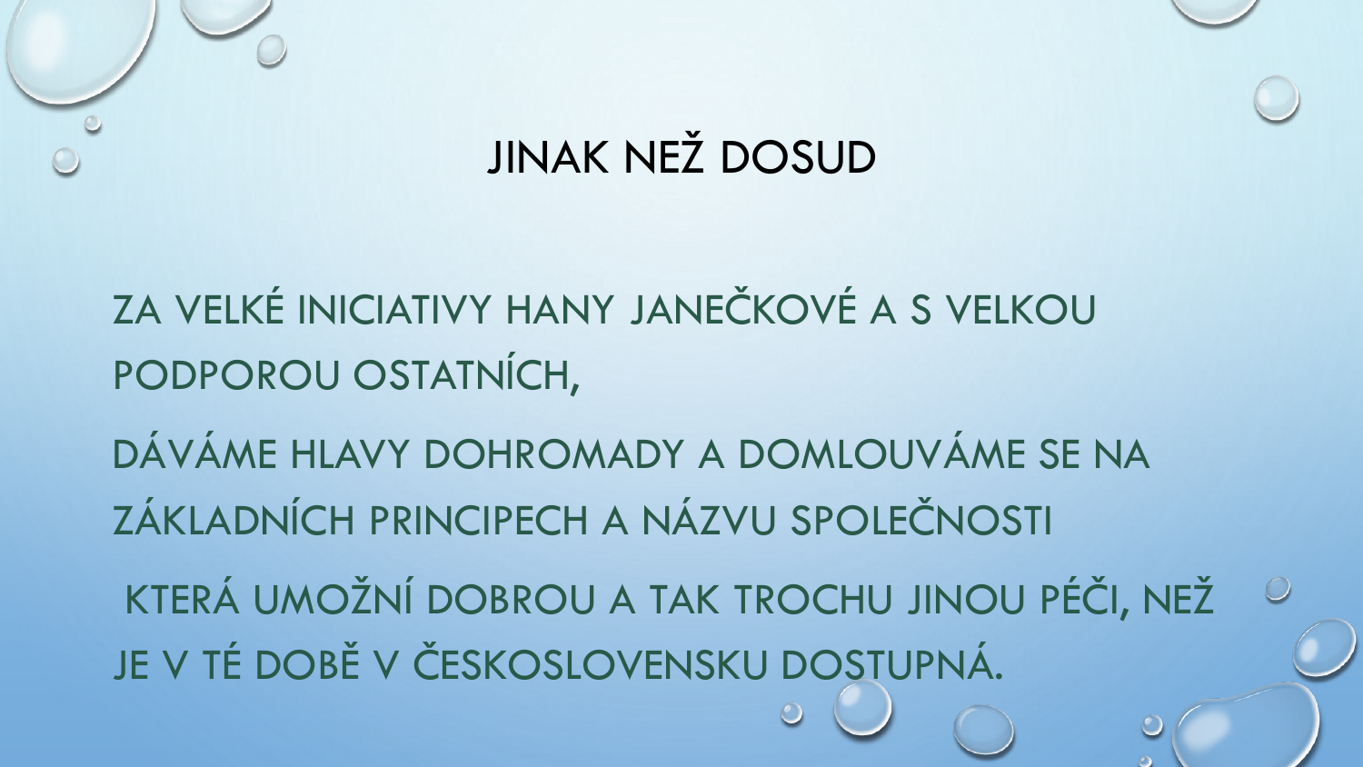# JINAK NEŽ DOSUD

ZA VELKÉ INICIATIVY HANY JANEČKOVÉ A S VELKOU PODPOROU OSTATNÍCH,

DÁVÁME HLAVY DOHROMADY A DOMLOUVÁME SE NA ZÁKLADNÍCH PRINCIPECH A NÁZVU SPOLEČNOSTI

KTERÁ UMOŽNÍ DOBROU A TAK TROCHU JINOU PÉČI, NEŽ JE V TÉ DOBĚ V ČESKOSLOVENSKU DOSTUPNÁ.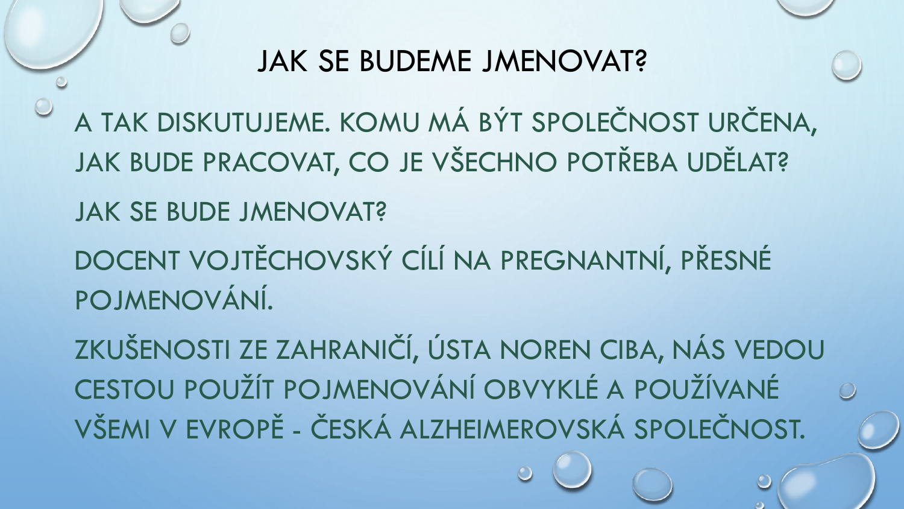# JAK SE BUDEME JMENOVAT?

A TAK DISKUTUJEME. KOMU MÁ BÝT SPOLEČNOST URČENA, JAK BUDE PRACOVAT, CO JE VŠECHNO POTŘEBA UDĚLAT?

JAK SE BUDE JMENOVAT?

DOCENT VOJTĚCHOVSKÝ CÍLÍ NA PREGNANTNÍ, PŘESNÉ POJMENOVÁNÍ.

ZKUŠENOSTI ZE ZAHRANIČÍ, ÚSTA NOREN CIBA, NÁS VEDOU CESTOU POUŽÍT POJMENOVÁNÍ OBVYKLÉ A POUŽÍVANÉ VŠEMI V EVROPĚ - ČESKÁ ALZHEIMEROVSKÁ SPOLEČNOST.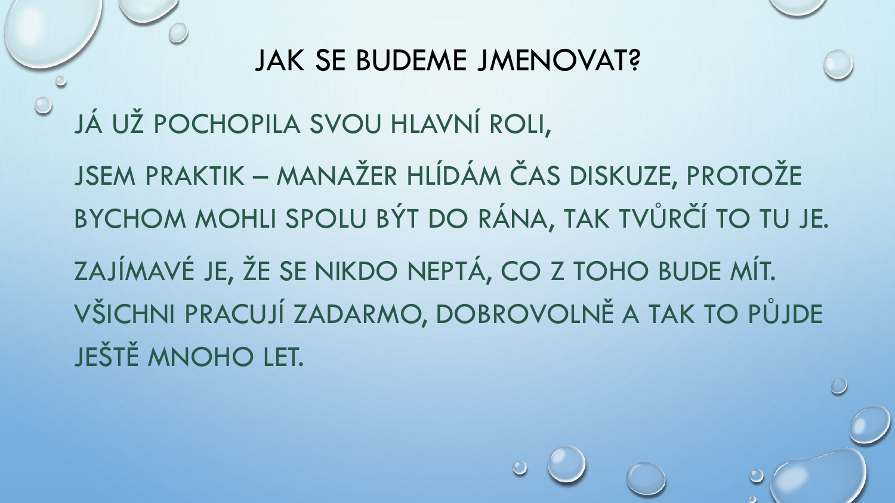# JAK SE BUDEME JMENOVAT?

JÁ UŽ POCHOPILA SVOU HLAVNÍ ROLI,

JSEM PRAKTIK – MANAŽER HLÍDÁM ČAS DISKUZE, PROTOŽE BYCHOM MOHLI SPOLU BÝT DO RÁNA, TAK TVŮRČÍ TO TU JE.

ZAJÍMAVÉ JE, ŽE SE NIKDO NEPTÁ, CO Z TOHO BUDE MÍT. VŠICHNI PRACUJÍ ZADARMO, DOBROVOLNĚ A TAK TO PŮJDE JEŠTĚ MNOHO LET.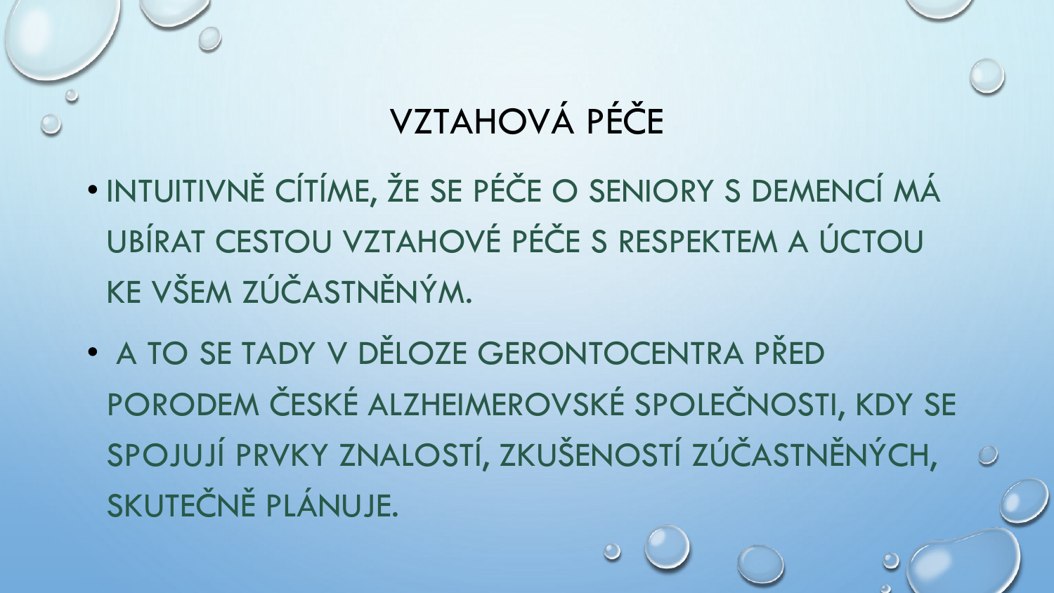# VZTAHOVÁ PÉČE

- INTUITIVNĚ CÍTÍME, ŽE SE PÉČE O SENIORY S DEMENCÍ MÁ UBÍRAT CESTOU VZTAHOVÉ PÉČE S RESPEKTEM A ÚCTOU KE VŠEM ZÚČASTNĚNÝM.
- A TO SE TADY V DĚLOZE GERONTOCENTRA PŘED PORODEM ČESKÉ ALZHEIMEROVSKÉ SPOLEČNOSTI, KDY SE SPOJUJÍ PRVKY ZNALOSTÍ, ZKUŠENOSTÍ ZÚČASTNĚNÝCH, SKUTEČNĚ PLÁNUJE.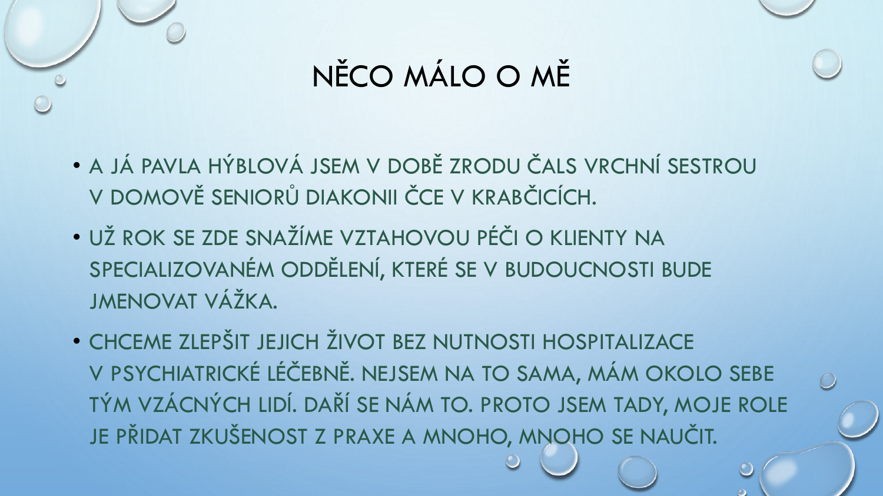# NĚCO MÁLO O MĚ

- A JÁ PAVLA HÝBLOVÁ JSEM V DOBĚ ZRODU ČALS VRCHNÍ SESTROU V DOMOVĚ SENIORŮ DIAKONII ČCE V KRABČICÍCH.
- UŽ ROK SE ZDE SNAŽÍME VZTAHOVOU PÉČI O KLIENTY NA SPECIALIZOVANÉM ODDĚLENÍ, KTERÉ SE V BUDOUCNOSTI BUDE JMENOVAT VÁŽKA.
- CHCEME ZLEPŠIT JEJICH ŽIVOT BEZ NUTNOSTI HOSPITALIZACE V PSYCHIATRICKÉ LÉČEBNĚ. NEJSEM NA TO SAMA, MÁM OKOLO SEBE TÝM VZÁCNÝCH LIDÍ. DAŘÍ SE NÁM TO. PROTO JSEM TADY, MOJE ROLE JE PŘIDAT ZKUŠENOST Z PRAXE A MNOHO, MNOHO SE NAUČIT.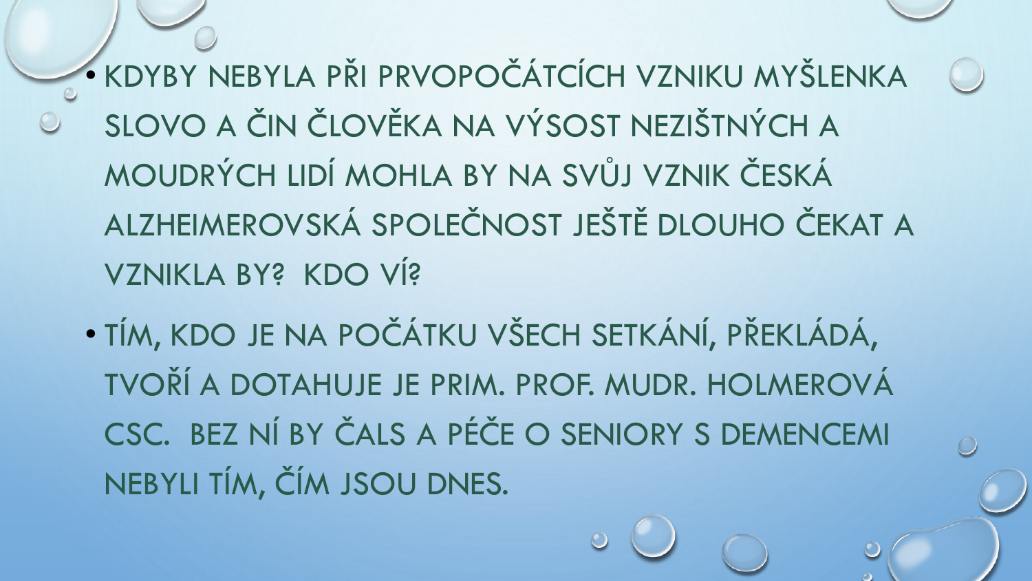- KDYBY NEBYLA PŘI PRVOPOČÁTCÍCH VZNIKU MYŠLENKA SLOVO A ČIN ČLOVĚKA NA VÝSOST NEZIŠTNÝCH A MOUDRÝCH LIDÍ MOHLA BY NA SVŮJ VZNIK ČESKÁ ALZHEIMEROVSKÁ SPOLEČNOST JEŠTĚ DLOUHO ČEKAT A VZNIKLA BY? KDO VÍ?
- TÍM, KDO JE NA POČÁTKU VŠECH SETKÁNÍ, PŘEKLÁDÁ, TVOŘÍ A DOTAHUJE JE PRIM. PROF. MUDR. HOLMEROVÁ CSC. BEZ NÍ BY ČALS A PÉČE O SENIORY S DEMENCEMI NEBYLI TÍM, ČÍM JSOU DNES.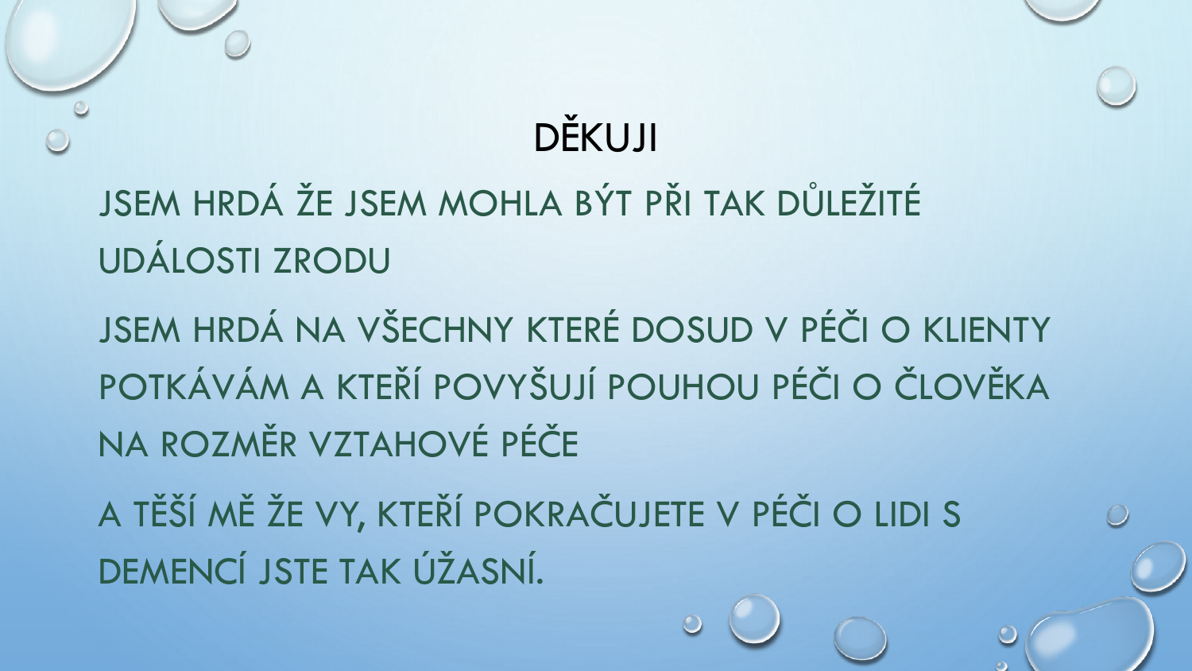# DĚKUJI

JSEM HRDÁ ŽE JSEM MOHLA BÝT PŘI TAK DŮLEŽITÉ UDÁLOSTI ZRODU

JSEM HRDÁ NA VŠECHNY KTERÉ DOSUD V PÉČI O KLIENTY POTKÁVÁM A KTEŘÍ POVYŠUJÍ POUHOU PÉČI O ČLOVĚKA NA ROZMĚR VZTAHOVÉ PÉČE

A TĚŠÍ MĚ ŽE VY, KTEŘÍ POKRAČUJETE V PÉČI O LIDI S DEMENCÍ JSTE TAK ÚŽASNÍ.